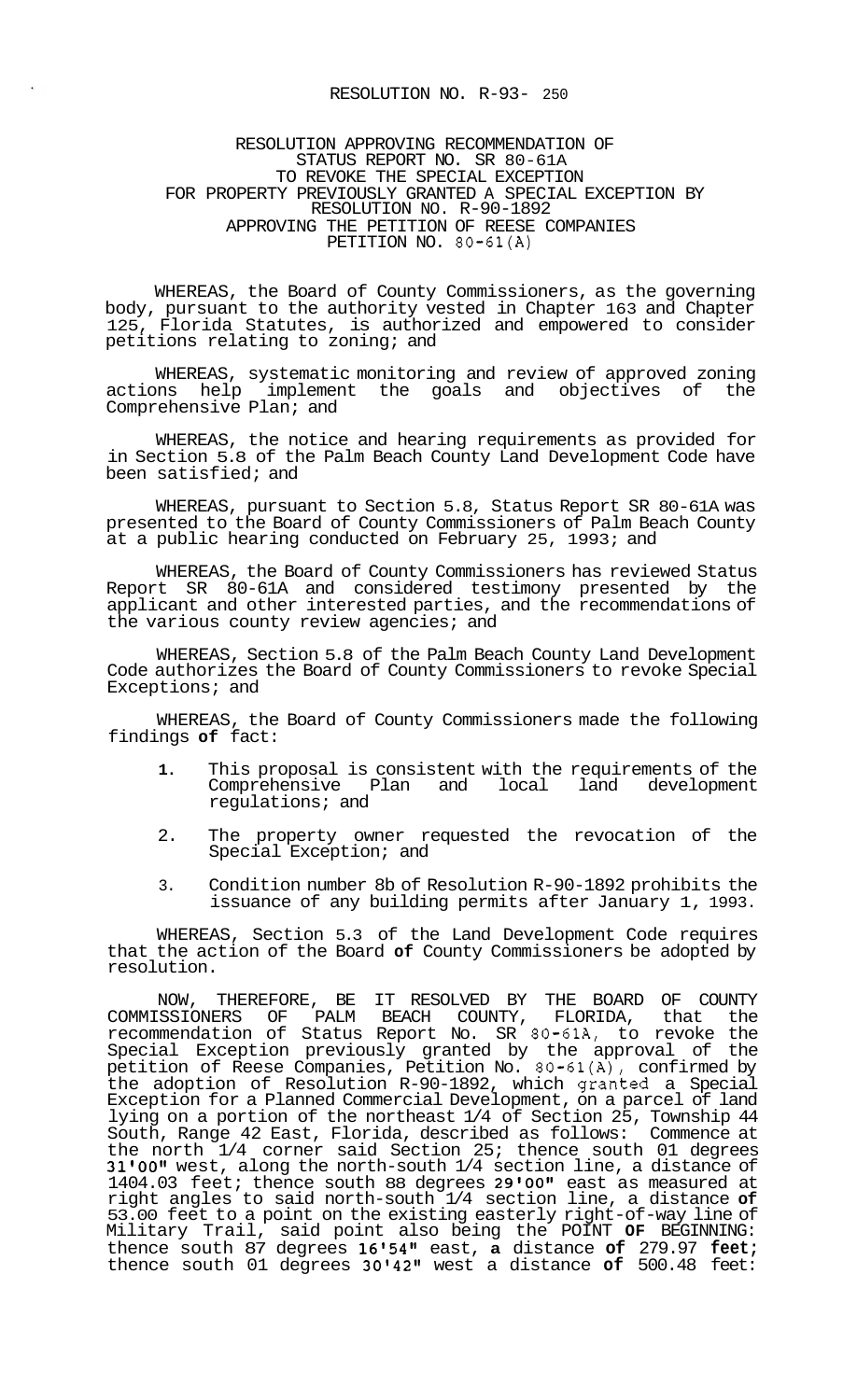# RESOLUTION NO. R-93- 250

RESOLUTION APPROVING RECOMMENDATION OF STATUS REPORT NO. SR 80-61A TO REVOKE THE SPECIAL EXCEPTION FOR PROPERTY PREVIOUSLY GRANTED A SPECIAL EXCEPTION BY RESOLUTION NO. R-90-1892 APPROVING THE PETITION OF REESE COMPANIES PETITION NO. 80-61(A)

WHEREAS, the Board of County Commissioners, as the governing body, pursuant to the authority vested in Chapter 163 and Chapter 125, Florida Statutes, is authorized and empowered to consider petitions relating to zoning; and

WHEREAS, systematic monitoring and review of approved zoning actions help implement the goals and objectives of the Comprehensive Plan; and

WHEREAS, the notice and hearing requirements as provided for in Section 5.8 of the Palm Beach County Land Development Code have been satisfied; and

WHEREAS, pursuant to Section 5.8, Status Report SR 80-61A was presented to the Board of County Commissioners of Palm Beach County at a public hearing conducted on February 25, 1993; and

WHEREAS, the Board of County Commissioners has reviewed Status Report SR 80-61A and considered testimony presented by the applicant and other interested parties, and the recommendations of the various county review agencies; and

WHEREAS, Section 5.8 of the Palm Beach County Land Development Code authorizes the Board of County Commissioners to revoke Special Exceptions; and

WHEREAS, the Board of County Commissioners made the following findings **of** fact:

1. This proposal is consistent with the requirements of the Comprehensive Plan and local land development regulations; and
2. The property owner requested the revocation of the Special Exception; and
3. Condition number 8b of Resolution R-90-1892 prohibits the issuance of any building permits after January 1, 1993.

WHEREAS, Section 5.3 of the Land Development Code requires that the action of the Board **of** County Commissioners be adopted by resolution.

NOW, THEREFORE, BE IT RESOLVED BY THE BOARD OF COUNTY COMMISSIONERS OF PALM BEACH COUNTY, FLORIDA, that the recommendation of Status Report No. SR 80-61A, to revoke the Special Exception previously granted by the approval of the petition of Reese Companies, Petition No. 80-61(A), confirmed by the adoption of Resolution R-90-1892, which granted a Special Exception for a Planned Commercial Development, on a parcel of land lying on a portion of the northeast 1/4 of Section 25, Township 44 South, Range 42 East, Florida, described as follows: Commence at the north 1/4 corner said Section 25; thence south 01 degrees 31'00" west, along the north-south 1/4 section line, a distance of 1404.03 feet; thence south 88 degrees 29'00" east as measured at right angles to said north-south 1/4 section line, a distance **of** 53.00 feet to a point on the existing easterly right-of-way line of Military Trail, said point also being the POINT **OF** BEGINNING: thence south 87 degrees 16'54" east, **a** distance **of** 279.97 **feet**; thence south 01 degrees 30'42" west a distance **of** 500.48 feet: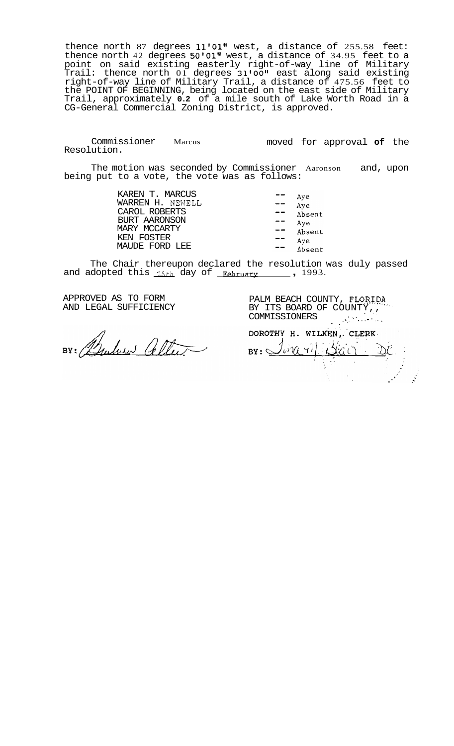thence north 87 degrees 11'01" west, a distance of 255.58 feet: thence north 42 degrees 50'01" west, a distance of 34.95 feet to a point on said existing easterly right-of-way line of Military Trail: thence north 01 degrees 31'00" east along said existing right-of-way line of Military Trail, a distance of 475.56 feet to the POINT OF BEGINNING, being located on the east side of Military Trail, approximately 0.2 of a mile south of Lake Worth Road in a CG-General Commercial Zoning District, is approved.

Commissioner Marcus moved for approval **of** the Resolution.

The motion was seconded by Commissioner Aaronson and, upon being put to a vote, the vote was as follows:

| | | |
|---|---|---|
| KAREN T. MARCUS | -- | Aye |
| WARREN H. NEWELL | -- | Aye |
| CAROL ROBERTS | -- | Absent |
| BURT AARONSON | -- | Aye |
| MARY MCCARTY | -- | Absent |
| KEN FOSTER | -- | Aye |
| MAUDE FORD LEE | -- | Absent |

The Chair thereupon declared the resolution was duly passed and adopted this 25th day of February, 1993.

APPROVED AS TO FORM
AND LEGAL SUFFICIENCY

BY: [signature]

PALM BEACH COUNTY, FLORIDA
BY ITS BOARD OF COUNTY COMMISSIONERS

DOROTHY H. WILKEN, CLERK

BY: [signature] DC